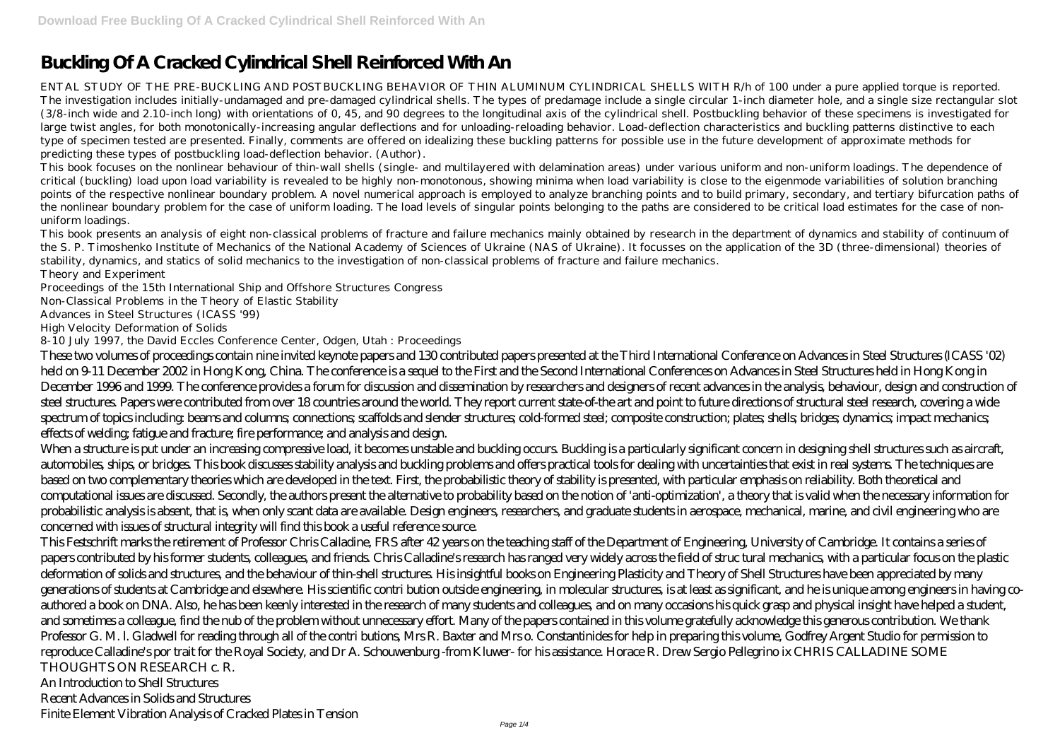# Buckling Of A Cracked Cylindrical Shell Reinforced With An

ENTAL STUDY OF THE PRE-BUCKLING AND POSTBUCKLING BEHAVIOR OF THIN ALUMINUM CYLINDRICAL SHELLS WITH R/h of 100 under a pure applied torque is reported. The investigation includes initially-undamaged and pre-damaged cylindrical shells. The types of predamage include a single circular 1-inch diameter hole, and a single size rectangular slot (3/8-inch wide and 2.10-inch long) with orientations of 0, 45, and 90 degrees to the longitudinal axis of the cylindrical shell. Postbuckling behavior of these specimens is investigated for large twist angles, for both monotonically-increasing angular deflections and for unloading-reloading behavior. Load-deflection characteristics and buckling patterns distinctive to each type of specimen tested are presented. Finally, comments are offered on idealizing these buckling patterns for possible use in the future development of approximate methods for predicting these types of postbuckling load-deflection behavior. (Author).

This book focuses on the nonlinear behaviour of thin-wall shells (single- and multilayered with delamination areas) under various uniform and non-uniform loadings. The dependence of critical (buckling) load upon load variability is revealed to be highly non-monotonous, showing minima when load variability is close to the eigenmode variabilities of solution branching points of the respective nonlinear boundary problem. A novel numerical approach is employed to analyze branching points and to build primary, secondary, and tertiary bifurcation paths of the nonlinear boundary problem for the case of uniform loading. The load levels of singular points belonging to the paths are considered to be critical load estimates for the case of non-uniform loadings.

This book presents an analysis of eight non-classical problems of fracture and failure mechanics mainly obtained by research in the department of dynamics and stability of continuum of the S. P. Timoshenko Institute of Mechanics of the National Academy of Sciences of Ukraine (NAS of Ukraine). It focusses on the application of the 3D (three-dimensional) theories of stability, dynamics, and statics of solid mechanics to the investigation of non-classical problems of fracture and failure mechanics.

Theory and Experiment

Proceedings of the 15th International Ship and Offshore Structures Congress

Non-Classical Problems in the Theory of Elastic Stability

Advances in Steel Structures (ICASS '99)

High Velocity Deformation of Solids

8-10 July 1997, the David Eccles Conference Center, Odgen, Utah : Proceedings

These two volumes of proceedings contain nine invited keynote papers and 130 contributed papers presented at the Third International Conference on Advances in Steel Structures (ICASS '02) held on 9-11 December 2002 in Hong Kong, China. The conference is a sequel to the First and the Second International Conferences on Advances in Steel Structures held in Hong Kong in December 1996 and 1999. The conference provides a forum for discussion and dissemination by researchers and designers of recent advances in the analysis, behaviour, design and construction of steel structures. Papers were contributed from over 18 countries around the world. They report current state-of-the art and point to future directions of structural steel research, covering a wide spectrum of topics including: beams and columns; connections; scaffolds and slender structures; cold-formed steel; composite construction; plates; shells; bridges; dynamics; impact mechanics; effects of welding; fatigue and fracture; fire performance; and analysis and design.

When a structure is put under an increasing compressive load, it becomes unstable and buckling occurs. Buckling is a particularly significant concern in designing shell structures such as aircraft, automobiles, ships, or bridges. This book discusses stability analysis and buckling problems and offers practical tools for dealing with uncertainties that exist in real systems. The techniques are based on two complementary theories which are developed in the text. First, the probabilistic theory of stability is presented, with particular emphasis on reliability. Both theoretical and computational issues are discussed. Secondly, the authors present the alternative to probability based on the notion of 'anti-optimization', a theory that is valid when the necessary information for probabilistic analysis is absent, that is, when only scant data are available. Design engineers, researchers, and graduate students in aerospace, mechanical, marine, and civil engineering who are concerned with issues of structural integrity will find this book a useful reference source.

This Festschrift marks the retirement of Professor Chris Calladine, FRS after 42 years on the teaching staff of the Department of Engineering, University of Cambridge. It contains a series of papers contributed by his former students, colleagues, and friends. Chris Calladine's research has ranged very widely across the field of struc tural mechanics, with a particular focus on the plastic deformation of solids and structures, and the behaviour of thin-shell structures. His insightful books on Engineering Plasticity and Theory of Shell Structures have been appreciated by many generations of students at Cambridge and elsewhere. His scientific contri bution outside engineering, in molecular structures, is at least as significant, and he is unique among engineers in having co-authored a book on DNA. Also, he has been keenly interested in the research of many students and colleagues, and on many occasions his quick grasp and physical insight have helped a student, and sometimes a colleague, find the nub of the problem without unnecessary effort. Many of the papers contained in this volume gratefully acknowledge this generous contribution. We thank Professor G. M. l. Gladwell for reading through all of the contri butions, Mrs R. Baxter and Mrs o. Constantinides for help in preparing this volume, Godfrey Argent Studio for permission to reproduce Calladine's por trait for the Royal Society, and Dr A. Schouwenburg -from Kluwer- for his assistance. Horace R. Drew Sergio Pellegrino ix CHRIS CALLADINE SOME THOUGHTS ON RESEARCH c. R.

An Introduction to Shell Structures

Recent Advances in Solids and Structures

Finite Element Vibration Analysis of Cracked Plates in Tension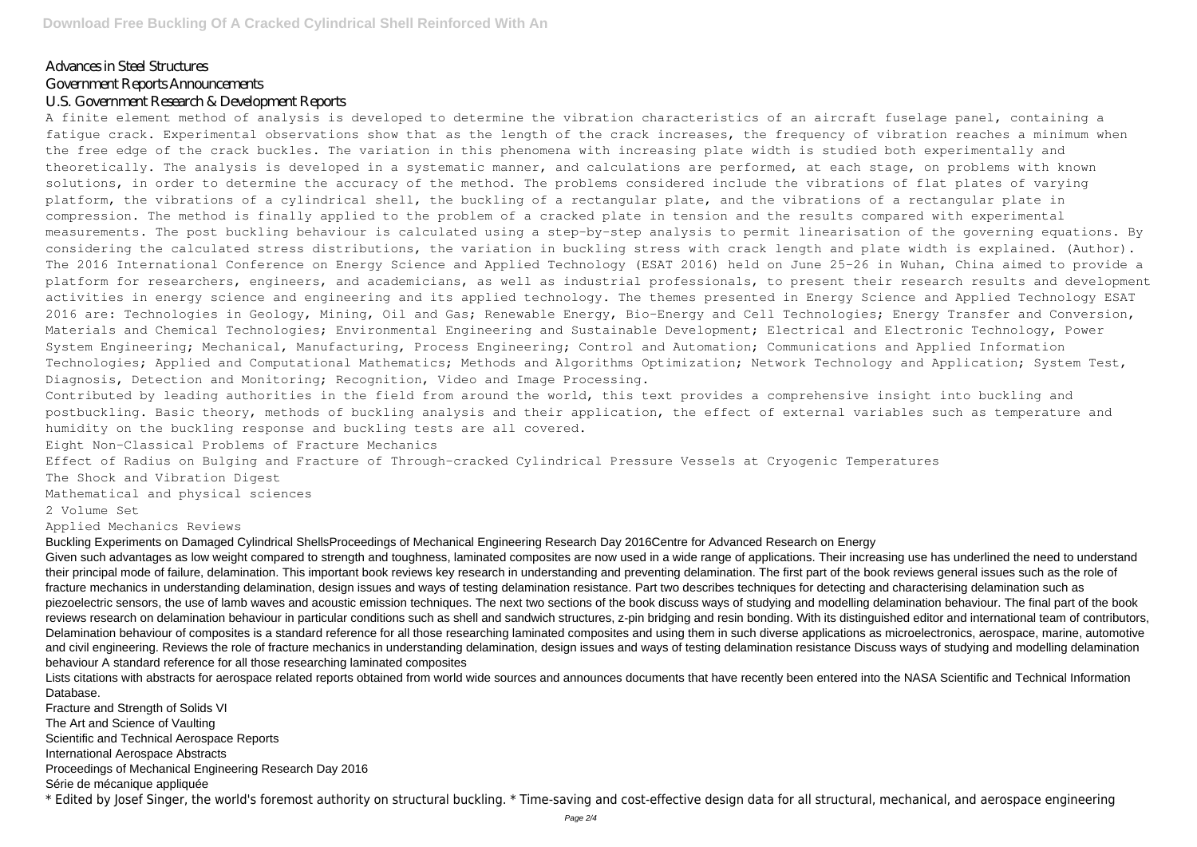Advances in Steel Structures
Government Reports Announcements
U.S. Government Research & Development Reports

A finite element method of analysis is developed to determine the vibration characteristics of an aircraft fuselage panel, containing a fatigue crack. Experimental observations show that as the length of the crack increases, the frequency of vibration reaches a minimum when the free edge of the crack buckles. The variation in this phenomena with increasing plate width is studied both experimentally and theoretically. The analysis is developed in a systematic manner, and calculations are performed, at each stage, on problems with known solutions, in order to determine the accuracy of the method. The problems considered include the vibrations of flat plates of varying platform, the vibrations of a cylindrical shell, the buckling of a rectangular plate, and the vibrations of a rectangular plate in compression. The method is finally applied to the problem of a cracked plate in tension and the results compared with experimental measurements. The post buckling behaviour is calculated using a step-by-step analysis to permit linearisation of the governing equations. By considering the calculated stress distributions, the variation in buckling stress with crack length and plate width is explained. (Author).

The 2016 International Conference on Energy Science and Applied Technology (ESAT 2016) held on June 25-26 in Wuhan, China aimed to provide a platform for researchers, engineers, and academicians, as well as industrial professionals, to present their research results and development activities in energy science and engineering and its applied technology. The themes presented in Energy Science and Applied Technology ESAT 2016 are: Technologies in Geology, Mining, Oil and Gas; Renewable Energy, Bio-Energy and Cell Technologies; Energy Transfer and Conversion, Materials and Chemical Technologies; Environmental Engineering and Sustainable Development; Electrical and Electronic Technology, Power System Engineering; Mechanical, Manufacturing, Process Engineering; Control and Automation; Communications and Applied Information Technologies; Applied and Computational Mathematics; Methods and Algorithms Optimization; Network Technology and Application; System Test, Diagnosis, Detection and Monitoring; Recognition, Video and Image Processing.

Contributed by leading authorities in the field from around the world, this text provides a comprehensive insight into buckling and postbuckling. Basic theory, methods of buckling analysis and their application, the effect of external variables such as temperature and humidity on the buckling response and buckling tests are all covered.

Eight Non-Classical Problems of Fracture Mechanics
Effect of Radius on Bulging and Fracture of Through-cracked Cylindrical Pressure Vessels at Cryogenic Temperatures
The Shock and Vibration Digest
Mathematical and physical sciences
2 Volume Set
Applied Mechanics Reviews
Buckling Experiments on Damaged Cylindrical ShellsProceedings of Mechanical Engineering Research Day 2016Centre for Advanced Research on Energy

Given such advantages as low weight compared to strength and toughness, laminated composites are now used in a wide range of applications. Their increasing use has underlined the need to understand their principal mode of failure, delamination. This important book reviews key research in understanding and preventing delamination. The first part of the book reviews general issues such as the role of fracture mechanics in understanding delamination, design issues and ways of testing delamination resistance. Part two describes techniques for detecting and characterising delamination such as piezoelectric sensors, the use of lamb waves and acoustic emission techniques. The next two sections of the book discuss ways of studying and modelling delamination behaviour. The final part of the book reviews research on delamination behaviour in particular conditions such as shell and sandwich structures, z-pin bridging and resin bonding. With its distinguished editor and international team of contributors, Delamination behaviour of composites is a standard reference for all those researching laminated composites and using them in such diverse applications as microelectronics, aerospace, marine, automotive and civil engineering. Reviews the role of fracture mechanics in understanding delamination, design issues and ways of testing delamination resistance Discuss ways of studying and modelling delamination behaviour A standard reference for all those researching laminated composites

Lists citations with abstracts for aerospace related reports obtained from world wide sources and announces documents that have recently been entered into the NASA Scientific and Technical Information Database.

Fracture and Strength of Solids VI
The Art and Science of Vaulting
Scientific and Technical Aerospace Reports
International Aerospace Abstracts
Proceedings of Mechanical Engineering Research Day 2016
Série de mécanique appliquée

* Edited by Josef Singer, the world's foremost authority on structural buckling. * Time-saving and cost-effective design data for all structural, mechanical, and aerospace engineering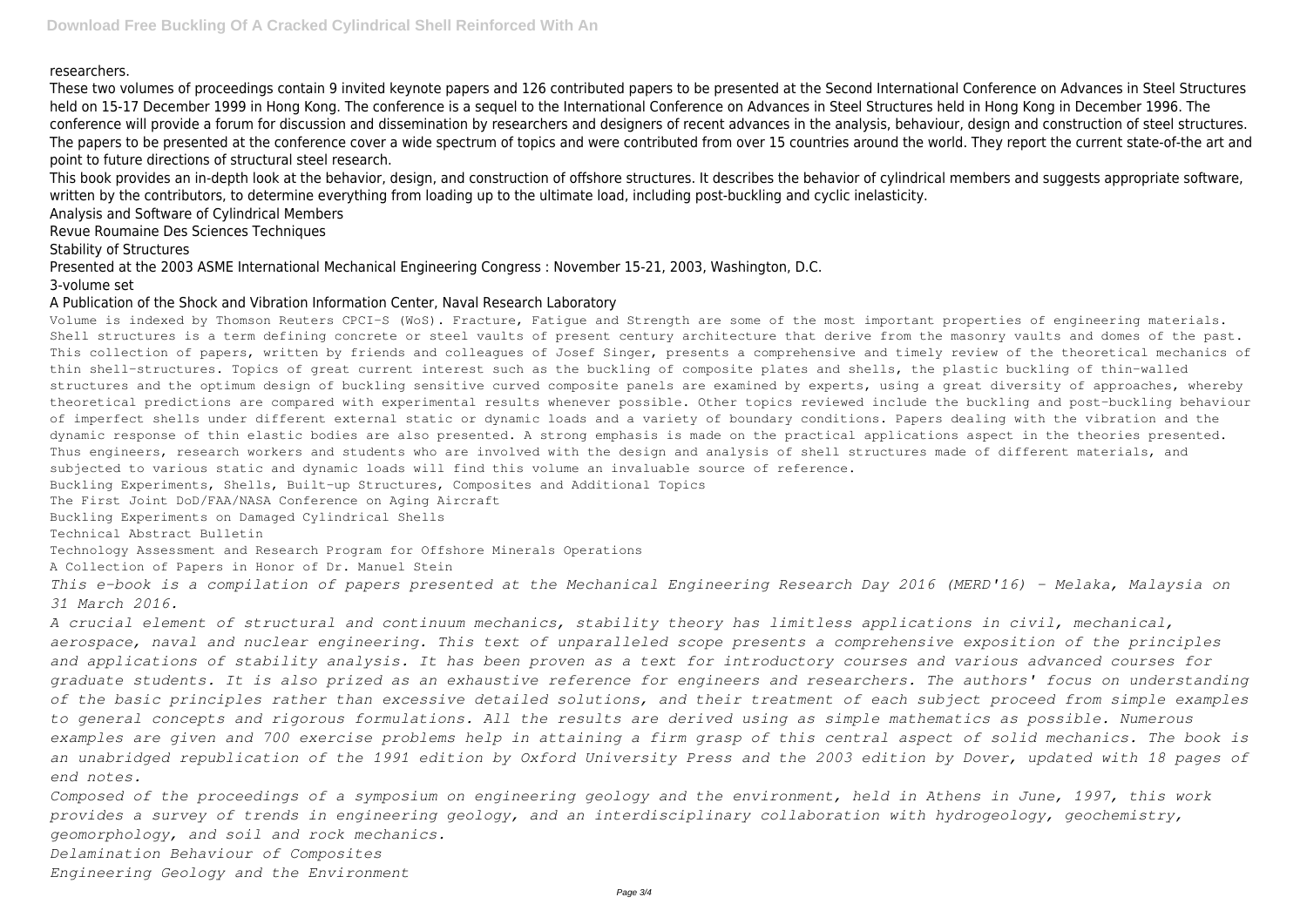researchers.

These two volumes of proceedings contain 9 invited keynote papers and 126 contributed papers to be presented at the Second International Conference on Advances in Steel Structures held on 15-17 December 1999 in Hong Kong. The conference is a sequel to the International Conference on Advances in Steel Structures held in Hong Kong in December 1996. The conference will provide a forum for discussion and dissemination by researchers and designers of recent advances in the analysis, behaviour, design and construction of steel structures. The papers to be presented at the conference cover a wide spectrum of topics and were contributed from over 15 countries around the world. They report the current state-of-the art and point to future directions of structural steel research.

This book provides an in-depth look at the behavior, design, and construction of offshore structures. It describes the behavior of cylindrical members and suggests appropriate software, written by the contributors, to determine everything from loading up to the ultimate load, including post-buckling and cyclic inelasticity.

Analysis and Software of Cylindrical Members

Revue Roumaine Des Sciences Techniques

Stability of Structures

Presented at the 2003 ASME International Mechanical Engineering Congress : November 15-21, 2003, Washington, D.C.

3-volume set

A Publication of the Shock and Vibration Information Center, Naval Research Laboratory

Volume is indexed by Thomson Reuters CPCI-S (WoS). Fracture, Fatigue and Strength are some of the most important properties of engineering materials. Shell structures is a term defining concrete or steel vaults of present century architecture that derive from the masonry vaults and domes of the past. This collection of papers, written by friends and colleagues of Josef Singer, presents a comprehensive and timely review of the theoretical mechanics of thin shell-structures. Topics of great current interest such as the buckling of composite plates and shells, the plastic buckling of thin-walled structures and the optimum design of buckling sensitive curved composite panels are examined by experts, using a great diversity of approaches, whereby theoretical predictions are compared with experimental results whenever possible. Other topics reviewed include the buckling and post-buckling behaviour of imperfect shells under different external static or dynamic loads and a variety of boundary conditions. Papers dealing with the vibration and the dynamic response of thin elastic bodies are also presented. A strong emphasis is made on the practical applications aspect in the theories presented. Thus engineers, research workers and students who are involved with the design and analysis of shell structures made of different materials, and subjected to various static and dynamic loads will find this volume an invaluable source of reference.

Buckling Experiments, Shells, Built-up Structures, Composites and Additional Topics

The First Joint DoD/FAA/NASA Conference on Aging Aircraft

Buckling Experiments on Damaged Cylindrical Shells

Technical Abstract Bulletin

Technology Assessment and Research Program for Offshore Minerals Operations

A Collection of Papers in Honor of Dr. Manuel Stein

*This e-book is a compilation of papers presented at the Mechanical Engineering Research Day 2016 (MERD'16) - Melaka, Malaysia on 31 March 2016.*

*A crucial element of structural and continuum mechanics, stability theory has limitless applications in civil, mechanical, aerospace, naval and nuclear engineering. This text of unparalleled scope presents a comprehensive exposition of the principles and applications of stability analysis. It has been proven as a text for introductory courses and various advanced courses for graduate students. It is also prized as an exhaustive reference for engineers and researchers. The authors' focus on understanding of the basic principles rather than excessive detailed solutions, and their treatment of each subject proceed from simple examples to general concepts and rigorous formulations. All the results are derived using as simple mathematics as possible. Numerous examples are given and 700 exercise problems help in attaining a firm grasp of this central aspect of solid mechanics. The book is an unabridged republication of the 1991 edition by Oxford University Press and the 2003 edition by Dover, updated with 18 pages of end notes.*

*Composed of the proceedings of a symposium on engineering geology and the environment, held in Athens in June, 1997, this work provides a survey of trends in engineering geology, and an interdisciplinary collaboration with hydrogeology, geochemistry, geomorphology, and soil and rock mechanics.*

*Delamination Behaviour of Composites*

*Engineering Geology and the Environment*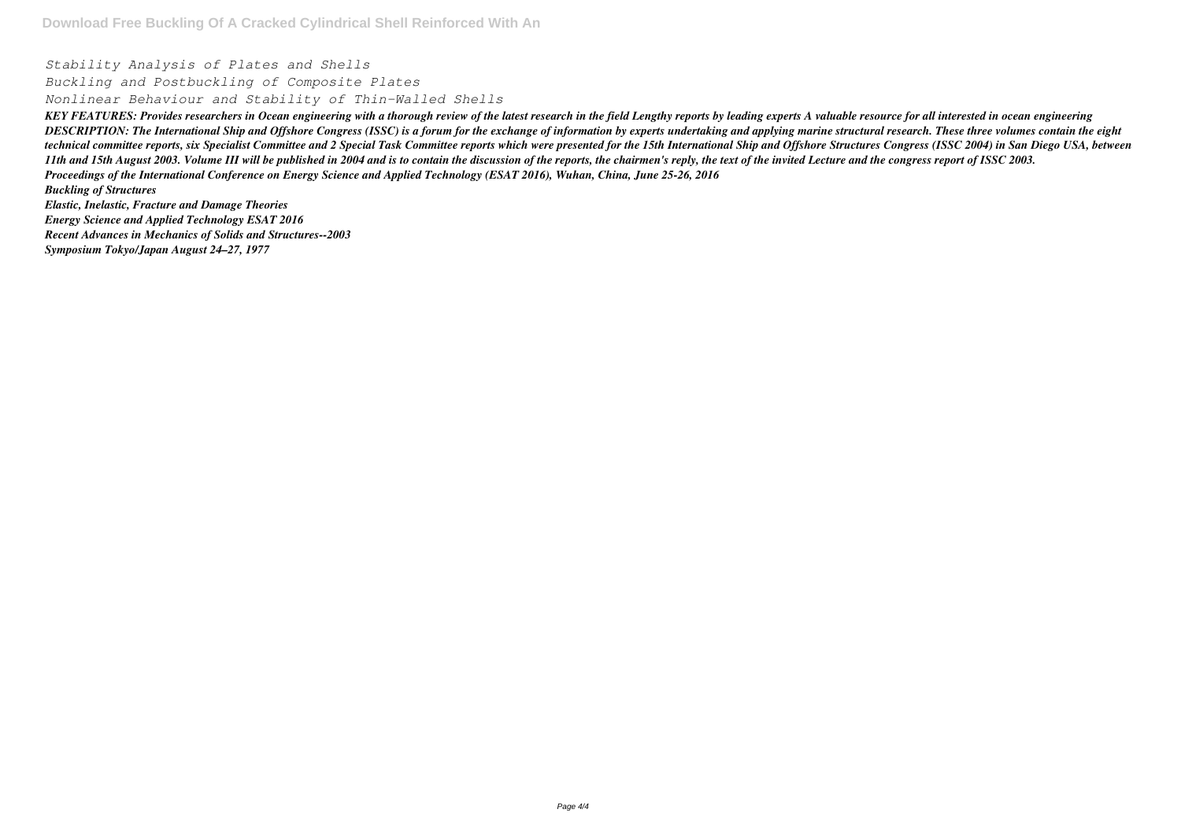*Stability Analysis of Plates and Shells*

*Buckling and Postbuckling of Composite Plates*

*Nonlinear Behaviour and Stability of Thin-Walled Shells*

***KEY FEATURES: Provides researchers in Ocean engineering with a thorough review of the latest research in the field Lengthy reports by leading experts A valuable resource for all interested in ocean engineering DESCRIPTION: The International Ship and Offshore Congress (ISSC) is a forum for the exchange of information by experts undertaking and applying marine structural research. These three volumes contain the eight technical committee reports, six Specialist Committee and 2 Special Task Committee reports which were presented for the 15th International Ship and Offshore Structures Congress (ISSC 2004) in San Diego USA, between 11th and 15th August 2003. Volume III will be published in 2004 and is to contain the discussion of the reports, the chairmen's reply, the text of the invited Lecture and the congress report of ISSC 2003.***

***Proceedings of the International Conference on Energy Science and Applied Technology (ESAT 2016), Wuhan, China, June 25-26, 2016***

***Buckling of Structures***

***Elastic, Inelastic, Fracture and Damage Theories***

***Energy Science and Applied Technology ESAT 2016***

***Recent Advances in Mechanics of Solids and Structures--2003***

***Symposium Tokyo/Japan August 24–27, 1977***